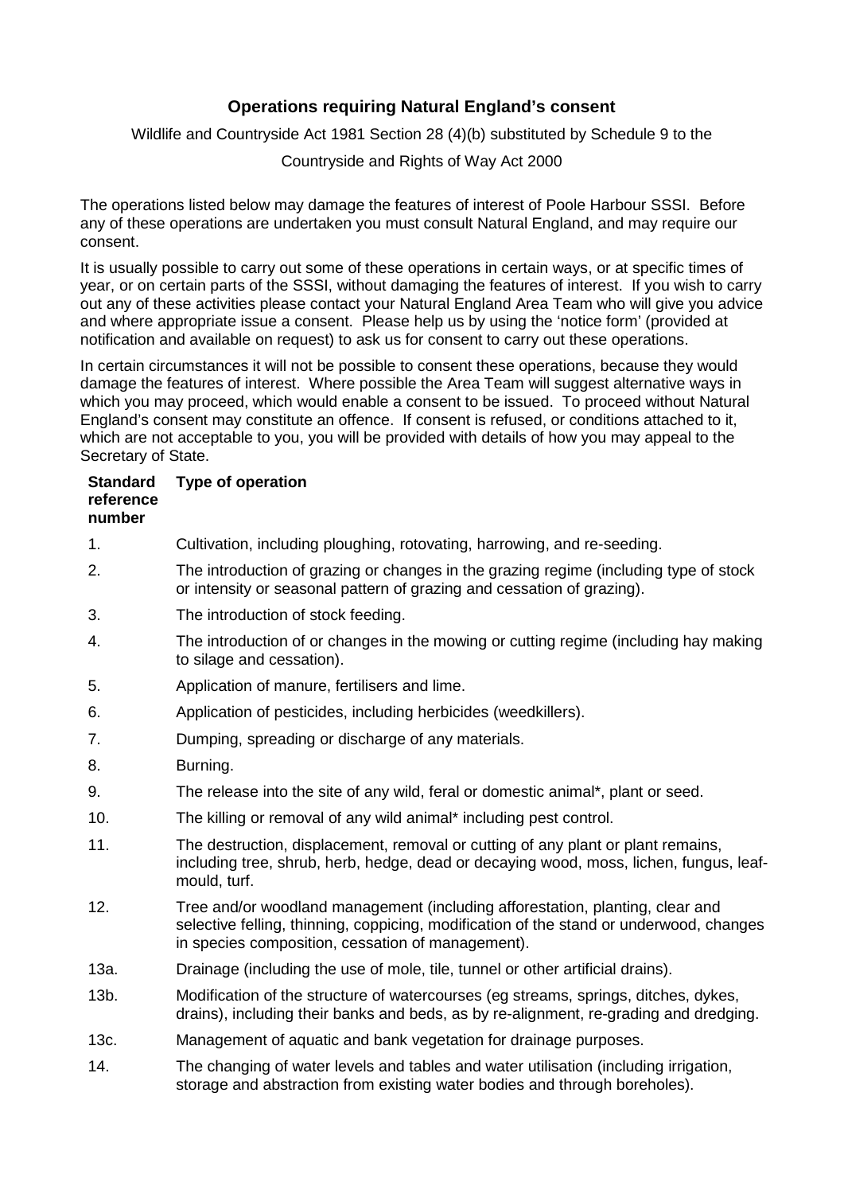## Operations requiring Natural England's consent

Wildlife and Countryside Act 1981 Section 28 (4)(b) substituted by Schedule 9 to the

Countryside and Rights of Way Act 2000

The operations listed below may damage the features of interest of Poole Harbour SSSI. Before any of these operations are undertaken you must consult Natural England, and may require our consent.

It is usually possible to carry out some of these operations in certain ways, or at specific times of year, or on certain parts of the SSSI, without damaging the features of interest. If you wish to carry out any of these activities please contact your Natural England Area Team who will give you advice and where appropriate issue a consent. Please help us by using the 'notice form' (provided at notification and available on request) to ask us for consent to carry out these operations.

In certain circumstances it will not be possible to consent these operations, because they would damage the features of interest. Where possible the Area Team will suggest alternative ways in which you may proceed, which would enable a consent to be issued. To proceed without Natural England's consent may constitute an offence. If consent is refused, or conditions attached to it, which are not acceptable to you, you will be provided with details of how you may appeal to the Secretary of State.

| Standard reference number | Type of operation |
|---|---|
| 1. | Cultivation, including ploughing, rotovating, harrowing, and re-seeding. |
| 2. | The introduction of grazing or changes in the grazing regime (including type of stock or intensity or seasonal pattern of grazing and cessation of grazing). |
| 3. | The introduction of stock feeding. |
| 4. | The introduction of or changes in the mowing or cutting regime (including hay making to silage and cessation). |
| 5. | Application of manure, fertilisers and lime. |
| 6. | Application of pesticides, including herbicides (weedkillers). |
| 7. | Dumping, spreading or discharge of any materials. |
| 8. | Burning. |
| 9. | The release into the site of any wild, feral or domestic animal*, plant or seed. |
| 10. | The killing or removal of any wild animal* including pest control. |
| 11. | The destruction, displacement, removal or cutting of any plant or plant remains, including tree, shrub, herb, hedge, dead or decaying wood, moss, lichen, fungus, leaf-mould, turf. |
| 12. | Tree and/or woodland management (including afforestation, planting, clear and selective felling, thinning, coppicing, modification of the stand or underwood, changes in species composition, cessation of management). |
| 13a. | Drainage (including the use of mole, tile, tunnel or other artificial drains). |
| 13b. | Modification of the structure of watercourses (eg streams, springs, ditches, dykes, drains), including their banks and beds, as by re-alignment, re-grading and dredging. |
| 13c. | Management of aquatic and bank vegetation for drainage purposes. |
| 14. | The changing of water levels and tables and water utilisation (including irrigation, storage and abstraction from existing water bodies and through boreholes). |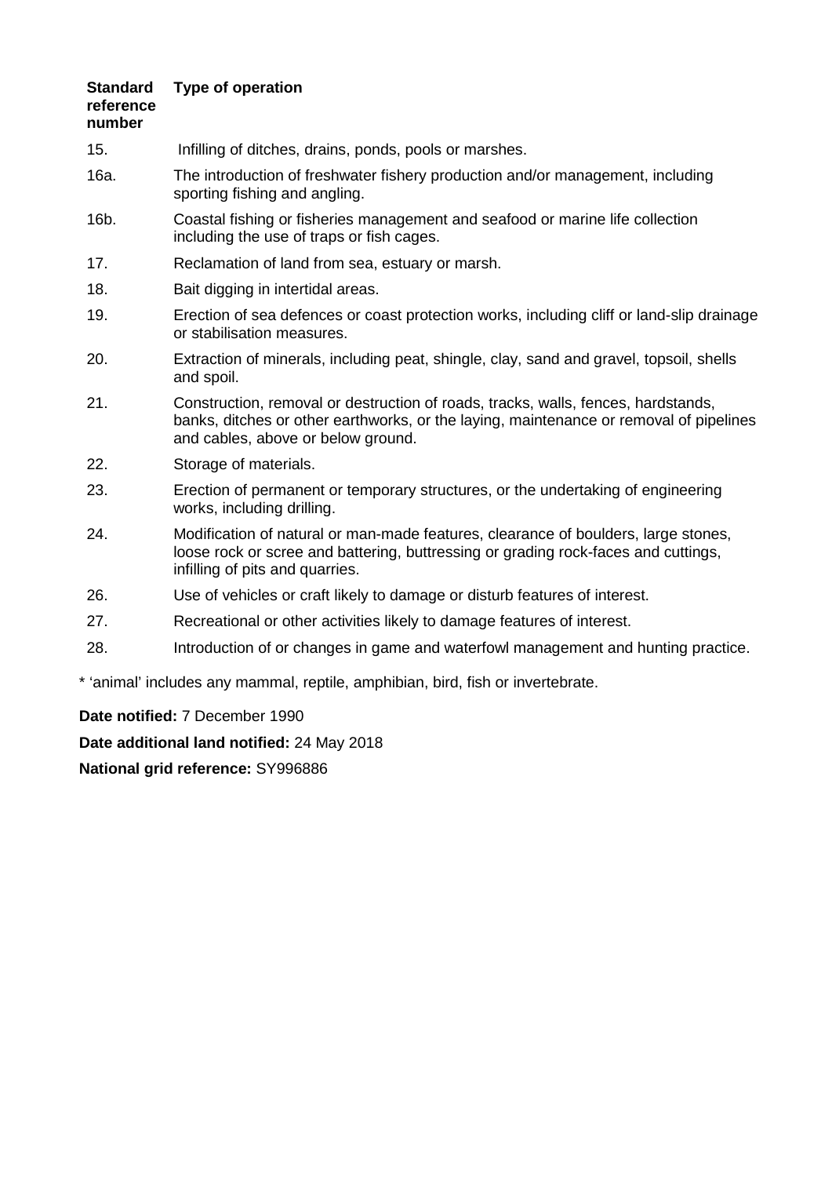| Standard reference number | Type of operation |
|---|---|
| 15. | Infilling of ditches, drains, ponds, pools or marshes. |
| 16a. | The introduction of freshwater fishery production and/or management, including sporting fishing and angling. |
| 16b. | Coastal fishing or fisheries management and seafood or marine life collection including the use of traps or fish cages. |
| 17. | Reclamation of land from sea, estuary or marsh. |
| 18. | Bait digging in intertidal areas. |
| 19. | Erection of sea defences or coast protection works, including cliff or land-slip drainage or stabilisation measures. |
| 20. | Extraction of minerals, including peat, shingle, clay, sand and gravel, topsoil, shells and spoil. |
| 21. | Construction, removal or destruction of roads, tracks, walls, fences, hardstands, banks, ditches or other earthworks, or the laying, maintenance or removal of pipelines and cables, above or below ground. |
| 22. | Storage of materials. |
| 23. | Erection of permanent or temporary structures, or the undertaking of engineering works, including drilling. |
| 24. | Modification of natural or man-made features, clearance of boulders, large stones, loose rock or scree and battering, buttressing or grading rock-faces and cuttings, infilling of pits and quarries. |
| 26. | Use of vehicles or craft likely to damage or disturb features of interest. |
| 27. | Recreational or other activities likely to damage features of interest. |
| 28. | Introduction of or changes in game and waterfowl management and hunting practice. |

* 'animal' includes any mammal, reptile, amphibian, bird, fish or invertebrate.

**Date notified:** 7 December 1990

**Date additional land notified:** 24 May 2018

**National grid reference:** SY996886